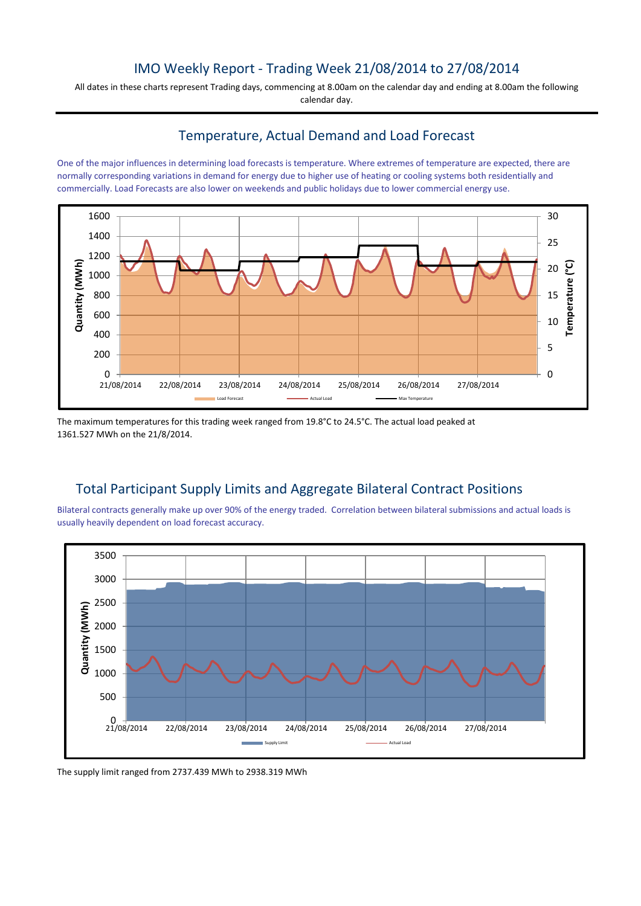# IMO Weekly Report - Trading Week 21/08/2014 to 27/08/2014

All dates in these charts represent Trading days, commencing at 8.00am on the calendar day and ending at 8.00am the following calendar day.

## Temperature, Actual Demand and Load Forecast

One of the major influences in determining load forecasts is temperature. Where extremes of temperature are expected, there are normally corresponding variations in demand for energy due to higher use of heating or cooling systems both residentially and commercially. Load Forecasts are also lower on weekends and public holidays due to lower commercial energy use.

The maximum temperatures for this trading week ranged from 19.8°C to 24.5°C. The actual load peaked at 1361.527 MWh on the 21/8/2014.

## Total Participant Supply Limits and Aggregate Bilateral Contract Positions

Bilateral contracts generally make up over 90% of the energy traded. Correlation between bilateral submissions and actual loads is usually heavily dependent on load forecast accuracy.

The supply limit ranged from 2737.439 MWh to 2938.319 MWh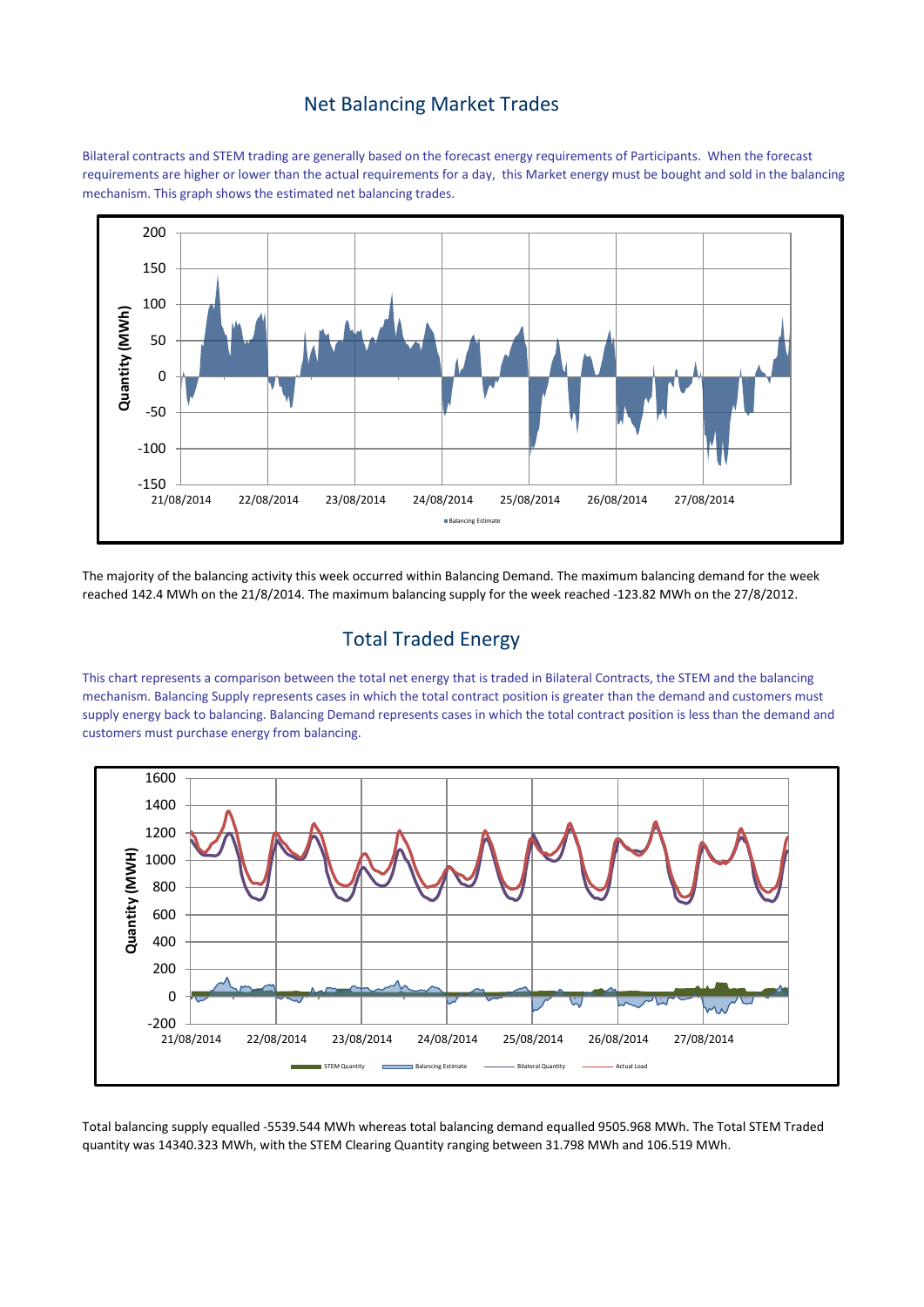## Net Balancing Market Trades

Bilateral contracts and STEM trading are generally based on the forecast energy requirements of Participants. When the forecast requirements are higher or lower than the actual requirements for a day, this Market energy must be bought and sold in the balancing mechanism. This graph shows the estimated net balancing trades.

The majority of the balancing activity this week occurred within Balancing Demand. The maximum balancing demand for the week reached 142.4 MWh on the 21/8/2014. The maximum balancing supply for the week reached -123.82 MWh on the 27/8/2012.

## Total Traded Energy

This chart represents a comparison between the total net energy that is traded in Bilateral Contracts, the STEM and the balancing mechanism. Balancing Supply represents cases in which the total contract position is greater than the demand and customers must supply energy back to balancing. Balancing Demand represents cases in which the total contract position is less than the demand and customers must purchase energy from balancing.

Total balancing supply equalled -5539.544 MWh whereas total balancing demand equalled 9505.968 MWh. The Total STEM Traded quantity was 14340.323 MWh, with the STEM Clearing Quantity ranging between 31.798 MWh and 106.519 MWh.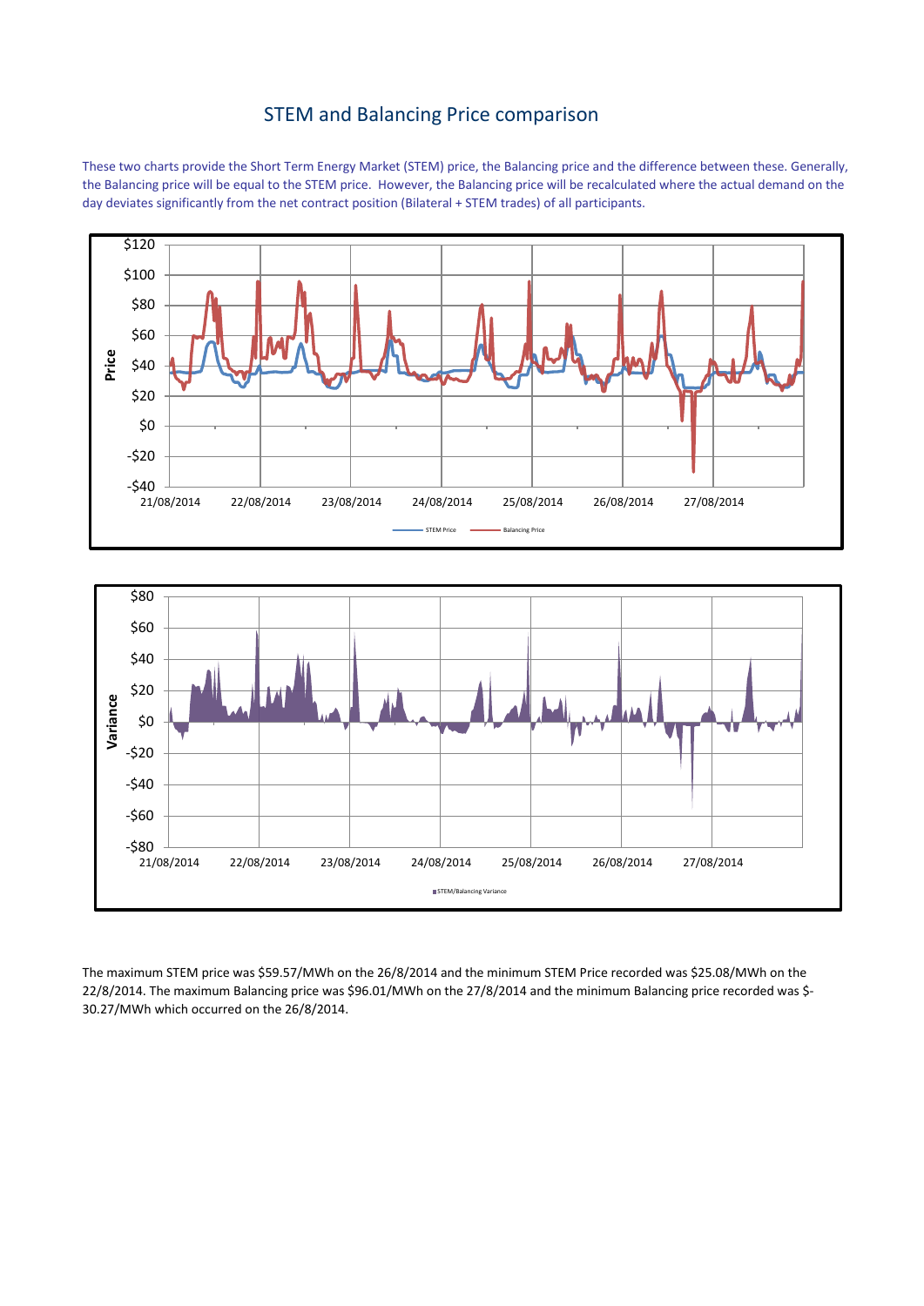# STEM and Balancing Price comparison

These two charts provide the Short Term Energy Market (STEM) price, the Balancing price and the difference between these. Generally, the Balancing price will be equal to the STEM price. However, the Balancing price will be recalculated where the actual demand on the day deviates significantly from the net contract position (Bilateral + STEM trades) of all participants.

Price

$120
$100
$80
$60
$40
$20
$0
-$20
-$40

21/08/2014 22/08/2014 23/08/2014 24/08/2014 25/08/2014 26/08/2014 27/08/2014

STEM Price Balancing Price

Variance

$80
$60
$40
$20
$0
-$20
-$40
-$60
-$80

21/08/2014 22/08/2014 23/08/2014 24/08/2014 25/08/2014 26/08/2014 27/08/2014

STEM/Balancing Variance

The maximum STEM price was $59.57/MWh on the 26/8/2014 and the minimum STEM Price recorded was $25.08/MWh on the 22/8/2014. The maximum Balancing price was $96.01/MWh on the 27/8/2014 and the minimum Balancing price recorded was $-30.27/MWh which occurred on the 26/8/2014.